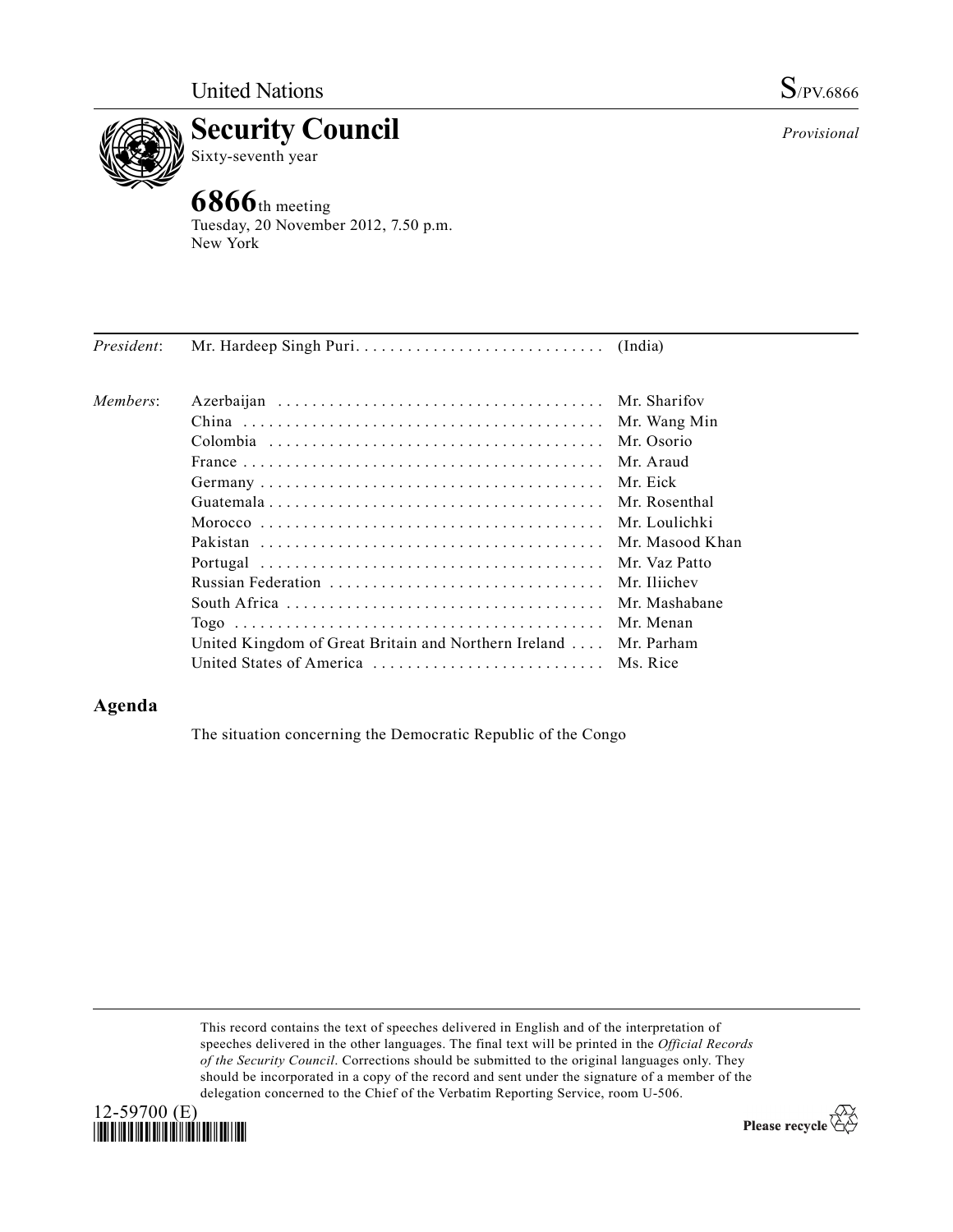United Nations S/PV.6866

# Security Council

Sixty-seventh year

*Provisional*

## 6866th meeting

Tuesday, 20 November 2012, 7.50 p.m.
New York

| | | |
|---|---|---|
| *President*: | Mr. Hardeep Singh Puri | (India) |
| *Members*: | Azerbaijan | Mr. Sharifov |
| | China | Mr. Wang Min |
| | Colombia | Mr. Osorio |
| | France | Mr. Araud |
| | Germany | Mr. Eick |
| | Guatemala | Mr. Rosenthal |
| | Morocco | Mr. Loulichki |
| | Pakistan | Mr. Masood Khan |
| | Portugal | Mr. Vaz Patto |
| | Russian Federation | Mr. Iliichev |
| | South Africa | Mr. Mashabane |
| | Togo | Mr. Menan |
| | United Kingdom of Great Britain and Northern Ireland | Mr. Parham |
| | United States of America | Ms. Rice |

## Agenda

The situation concerning the Democratic Republic of the Congo

This record contains the text of speeches delivered in English and of the interpretation of speeches delivered in the other languages. The final text will be printed in the *Official Records of the Security Council*. Corrections should be submitted to the original languages only. They should be incorporated in a copy of the record and sent under the signature of a member of the delegation concerned to the Chief of the Verbatim Reporting Service, room U-506.

12-59700 (E)

Please recycle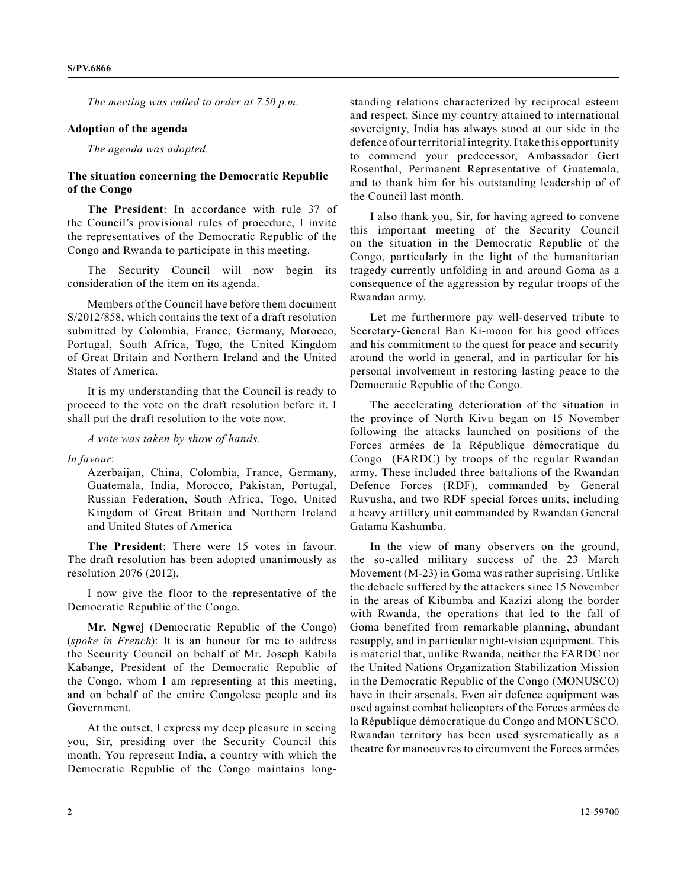*The meeting was called to order at 7.50 p.m.*

**Adoption of the agenda**

*The agenda was adopted.*

**The situation concerning the Democratic Republic of the Congo**

**The President**: In accordance with rule 37 of the Council's provisional rules of procedure, I invite the representatives of the Democratic Republic of the Congo and Rwanda to participate in this meeting.

The Security Council will now begin its consideration of the item on its agenda.

Members of the Council have before them document S/2012/858, which contains the text of a draft resolution submitted by Colombia, France, Germany, Morocco, Portugal, South Africa, Togo, the United Kingdom of Great Britain and Northern Ireland and the United States of America.

It is my understanding that the Council is ready to proceed to the vote on the draft resolution before it. I shall put the draft resolution to the vote now.

*A vote was taken by show of hands.*

*In favour*:

Azerbaijan, China, Colombia, France, Germany, Guatemala, India, Morocco, Pakistan, Portugal, Russian Federation, South Africa, Togo, United Kingdom of Great Britain and Northern Ireland and United States of America

**The President**: There were 15 votes in favour. The draft resolution has been adopted unanimously as resolution 2076 (2012).

I now give the floor to the representative of the Democratic Republic of the Congo.

**Mr. Ngwej** (Democratic Republic of the Congo) (*spoke in French*): It is an honour for me to address the Security Council on behalf of Mr. Joseph Kabila Kabange, President of the Democratic Republic of the Congo, whom I am representing at this meeting, and on behalf of the entire Congolese people and its Government.

At the outset, I express my deep pleasure in seeing you, Sir, presiding over the Security Council this month. You represent India, a country with which the Democratic Republic of the Congo maintains long-standing relations characterized by reciprocal esteem and respect. Since my country attained to international sovereignty, India has always stood at our side in the defence of our territorial integrity. I take this opportunity to commend your predecessor, Ambassador Gert Rosenthal, Permanent Representative of Guatemala, and to thank him for his outstanding leadership of of the Council last month.

I also thank you, Sir, for having agreed to convene this important meeting of the Security Council on the situation in the Democratic Republic of the Congo, particularly in the light of the humanitarian tragedy currently unfolding in and around Goma as a consequence of the aggression by regular troops of the Rwandan army.

Let me furthermore pay well-deserved tribute to Secretary-General Ban Ki-moon for his good offices and his commitment to the quest for peace and security around the world in general, and in particular for his personal involvement in restoring lasting peace to the Democratic Republic of the Congo.

The accelerating deterioration of the situation in the province of North Kivu began on 15 November following the attacks launched on positions of the Forces armées de la République démocratique du Congo (FARDC) by troops of the regular Rwandan army. These included three battalions of the Rwandan Defence Forces (RDF), commanded by General Ruvusha, and two RDF special forces units, including a heavy artillery unit commanded by Rwandan General Gatama Kashumba.

In the view of many observers on the ground, the so-called military success of the 23 March Movement (M-23) in Goma was rather suprising. Unlike the debacle suffered by the attackers since 15 November in the areas of Kibumba and Kazizi along the border with Rwanda, the operations that led to the fall of Goma benefited from remarkable planning, abundant resupply, and in particular night-vision equipment. This is materiel that, unlike Rwanda, neither the FARDC nor the United Nations Organization Stabilization Mission in the Democratic Republic of the Congo (MONUSCO) have in their arsenals. Even air defence equipment was used against combat helicopters of the Forces armées de la République démocratique du Congo and MONUSCO. Rwandan territory has been used systematically as a theatre for manoeuvres to circumvent the Forces armées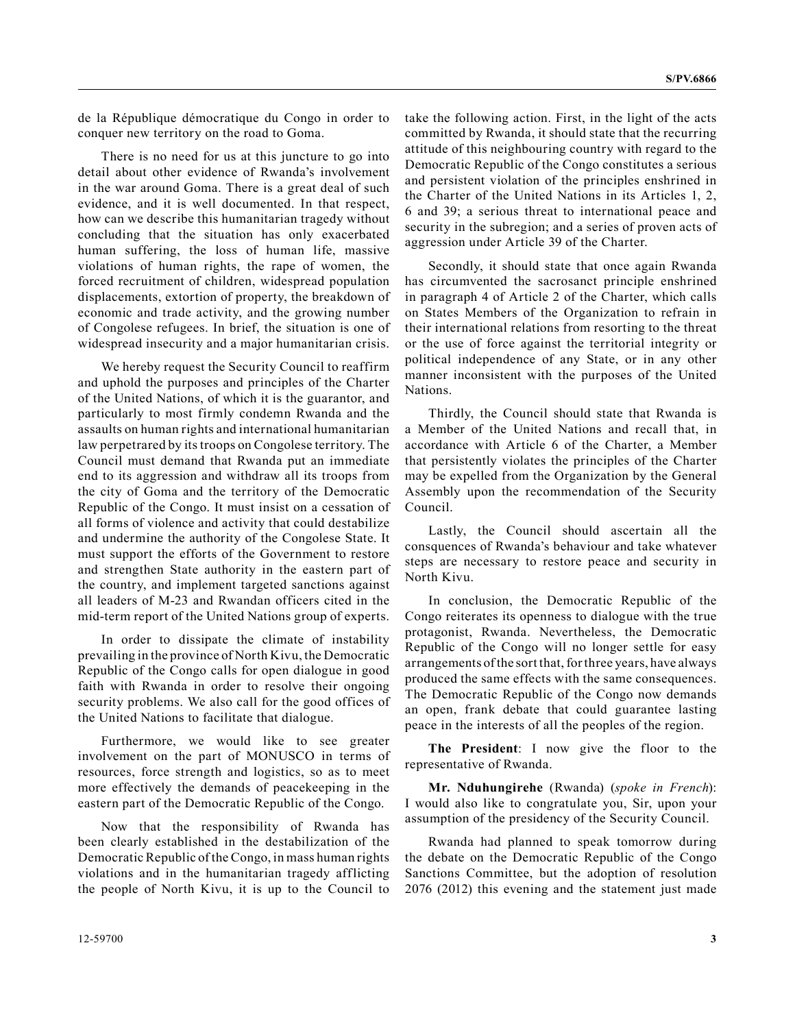de la République démocratique du Congo in order to conquer new territory on the road to Goma.

There is no need for us at this juncture to go into detail about other evidence of Rwanda's involvement in the war around Goma. There is a great deal of such evidence, and it is well documented. In that respect, how can we describe this humanitarian tragedy without concluding that the situation has only exacerbated human suffering, the loss of human life, massive violations of human rights, the rape of women, the forced recruitment of children, widespread population displacements, extortion of property, the breakdown of economic and trade activity, and the growing number of Congolese refugees. In brief, the situation is one of widespread insecurity and a major humanitarian crisis.

We hereby request the Security Council to reaffirm and uphold the purposes and principles of the Charter of the United Nations, of which it is the guarantor, and particularly to most firmly condemn Rwanda and the assaults on human rights and international humanitarian law perpetrared by its troops on Congolese territory. The Council must demand that Rwanda put an immediate end to its aggression and withdraw all its troops from the city of Goma and the territory of the Democratic Republic of the Congo. It must insist on a cessation of all forms of violence and activity that could destabilize and undermine the authority of the Congolese State. It must support the efforts of the Government to restore and strengthen State authority in the eastern part of the country, and implement targeted sanctions against all leaders of M-23 and Rwandan officers cited in the mid-term report of the United Nations group of experts.

In order to dissipate the climate of instability prevailing in the province of North Kivu, the Democratic Republic of the Congo calls for open dialogue in good faith with Rwanda in order to resolve their ongoing security problems. We also call for the good offices of the United Nations to facilitate that dialogue.

Furthermore, we would like to see greater involvement on the part of MONUSCO in terms of resources, force strength and logistics, so as to meet more effectively the demands of peacekeeping in the eastern part of the Democratic Republic of the Congo.

Now that the responsibility of Rwanda has been clearly established in the destabilization of the Democratic Republic of the Congo, in mass human rights violations and in the humanitarian tragedy afflicting the people of North Kivu, it is up to the Council to take the following action. First, in the light of the acts committed by Rwanda, it should state that the recurring attitude of this neighbouring country with regard to the Democratic Republic of the Congo constitutes a serious and persistent violation of the principles enshrined in the Charter of the United Nations in its Articles 1, 2, 6 and 39; a serious threat to international peace and security in the subregion; and a series of proven acts of aggression under Article 39 of the Charter.

Secondly, it should state that once again Rwanda has circumvented the sacrosanct principle enshrined in paragraph 4 of Article 2 of the Charter, which calls on States Members of the Organization to refrain in their international relations from resorting to the threat or the use of force against the territorial integrity or political independence of any State, or in any other manner inconsistent with the purposes of the United Nations.

Thirdly, the Council should state that Rwanda is a Member of the United Nations and recall that, in accordance with Article 6 of the Charter, a Member that persistently violates the principles of the Charter may be expelled from the Organization by the General Assembly upon the recommendation of the Security Council.

Lastly, the Council should ascertain all the consquences of Rwanda's behaviour and take whatever steps are necessary to restore peace and security in North Kivu.

In conclusion, the Democratic Republic of the Congo reiterates its openness to dialogue with the true protagonist, Rwanda. Nevertheless, the Democratic Republic of the Congo will no longer settle for easy arrangements of the sort that, for three years, have always produced the same effects with the same consequences. The Democratic Republic of the Congo now demands an open, frank debate that could guarantee lasting peace in the interests of all the peoples of the region.

**The President**: I now give the floor to the representative of Rwanda.

**Mr. Nduhungirehe** (Rwanda) (*spoke in French*): I would also like to congratulate you, Sir, upon your assumption of the presidency of the Security Council.

Rwanda had planned to speak tomorrow during the debate on the Democratic Republic of the Congo Sanctions Committee, but the adoption of resolution 2076 (2012) this evening and the statement just made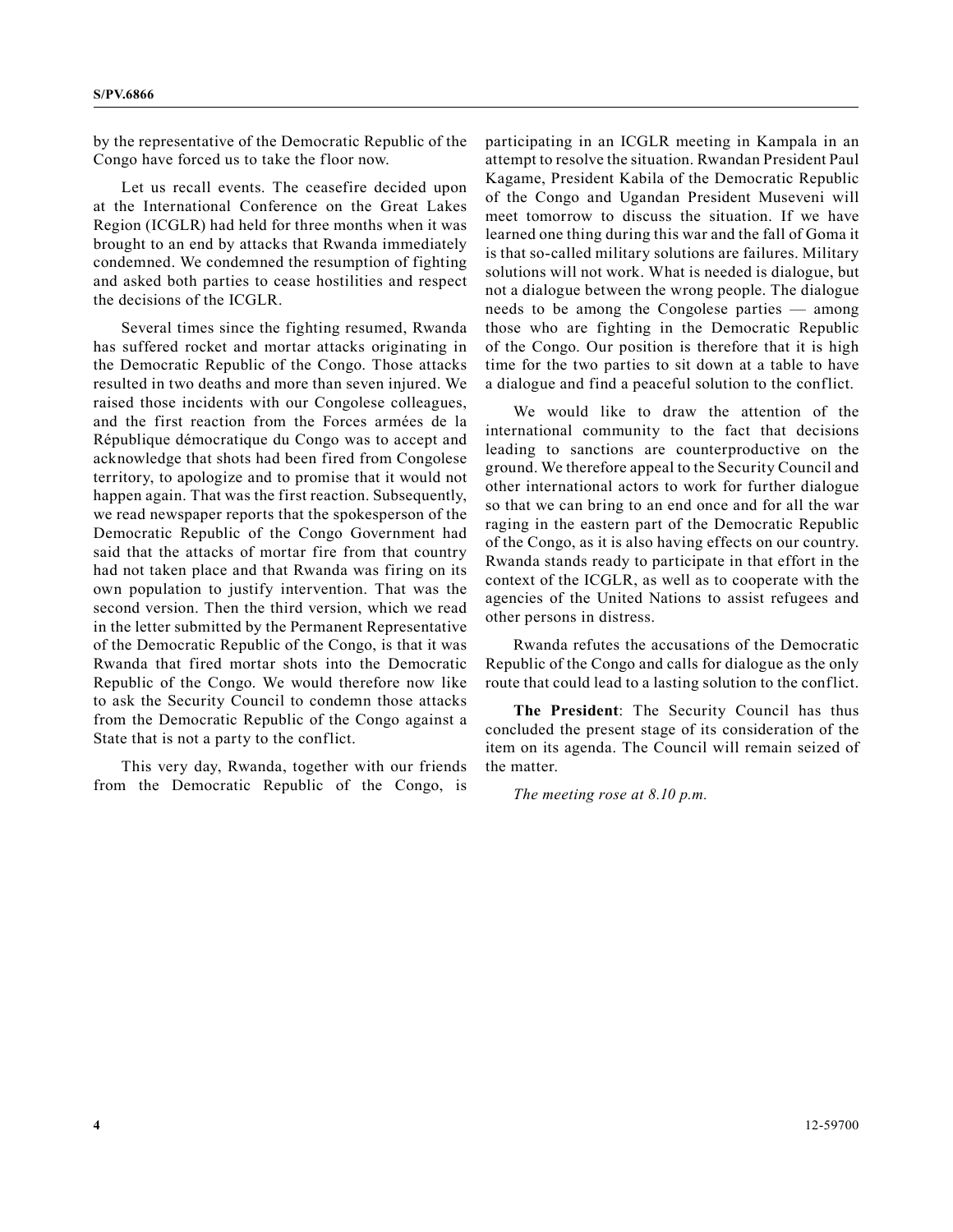by the representative of the Democratic Republic of the Congo have forced us to take the floor now.

Let us recall events. The ceasefire decided upon at the International Conference on the Great Lakes Region (ICGLR) had held for three months when it was brought to an end by attacks that Rwanda immediately condemned. We condemned the resumption of fighting and asked both parties to cease hostilities and respect the decisions of the ICGLR.

Several times since the fighting resumed, Rwanda has suffered rocket and mortar attacks originating in the Democratic Republic of the Congo. Those attacks resulted in two deaths and more than seven injured. We raised those incidents with our Congolese colleagues, and the first reaction from the Forces armées de la République démocratique du Congo was to accept and acknowledge that shots had been fired from Congolese territory, to apologize and to promise that it would not happen again. That was the first reaction. Subsequently, we read newspaper reports that the spokesperson of the Democratic Republic of the Congo Government had said that the attacks of mortar fire from that country had not taken place and that Rwanda was firing on its own population to justify intervention. That was the second version. Then the third version, which we read in the letter submitted by the Permanent Representative of the Democratic Republic of the Congo, is that it was Rwanda that fired mortar shots into the Democratic Republic of the Congo. We would therefore now like to ask the Security Council to condemn those attacks from the Democratic Republic of the Congo against a State that is not a party to the conflict.

This very day, Rwanda, together with our friends from the Democratic Republic of the Congo, is participating in an ICGLR meeting in Kampala in an attempt to resolve the situation. Rwandan President Paul Kagame, President Kabila of the Democratic Republic of the Congo and Ugandan President Museveni will meet tomorrow to discuss the situation. If we have learned one thing during this war and the fall of Goma it is that so-called military solutions are failures. Military solutions will not work. What is needed is dialogue, but not a dialogue between the wrong people. The dialogue needs to be among the Congolese parties — among those who are fighting in the Democratic Republic of the Congo. Our position is therefore that it is high time for the two parties to sit down at a table to have a dialogue and find a peaceful solution to the conflict.

We would like to draw the attention of the international community to the fact that decisions leading to sanctions are counterproductive on the ground. We therefore appeal to the Security Council and other international actors to work for further dialogue so that we can bring to an end once and for all the war raging in the eastern part of the Democratic Republic of the Congo, as it is also having effects on our country. Rwanda stands ready to participate in that effort in the context of the ICGLR, as well as to cooperate with the agencies of the United Nations to assist refugees and other persons in distress.

Rwanda refutes the accusations of the Democratic Republic of the Congo and calls for dialogue as the only route that could lead to a lasting solution to the conflict.

**The President**: The Security Council has thus concluded the present stage of its consideration of the item on its agenda. The Council will remain seized of the matter.

*The meeting rose at 8.10 p.m.*